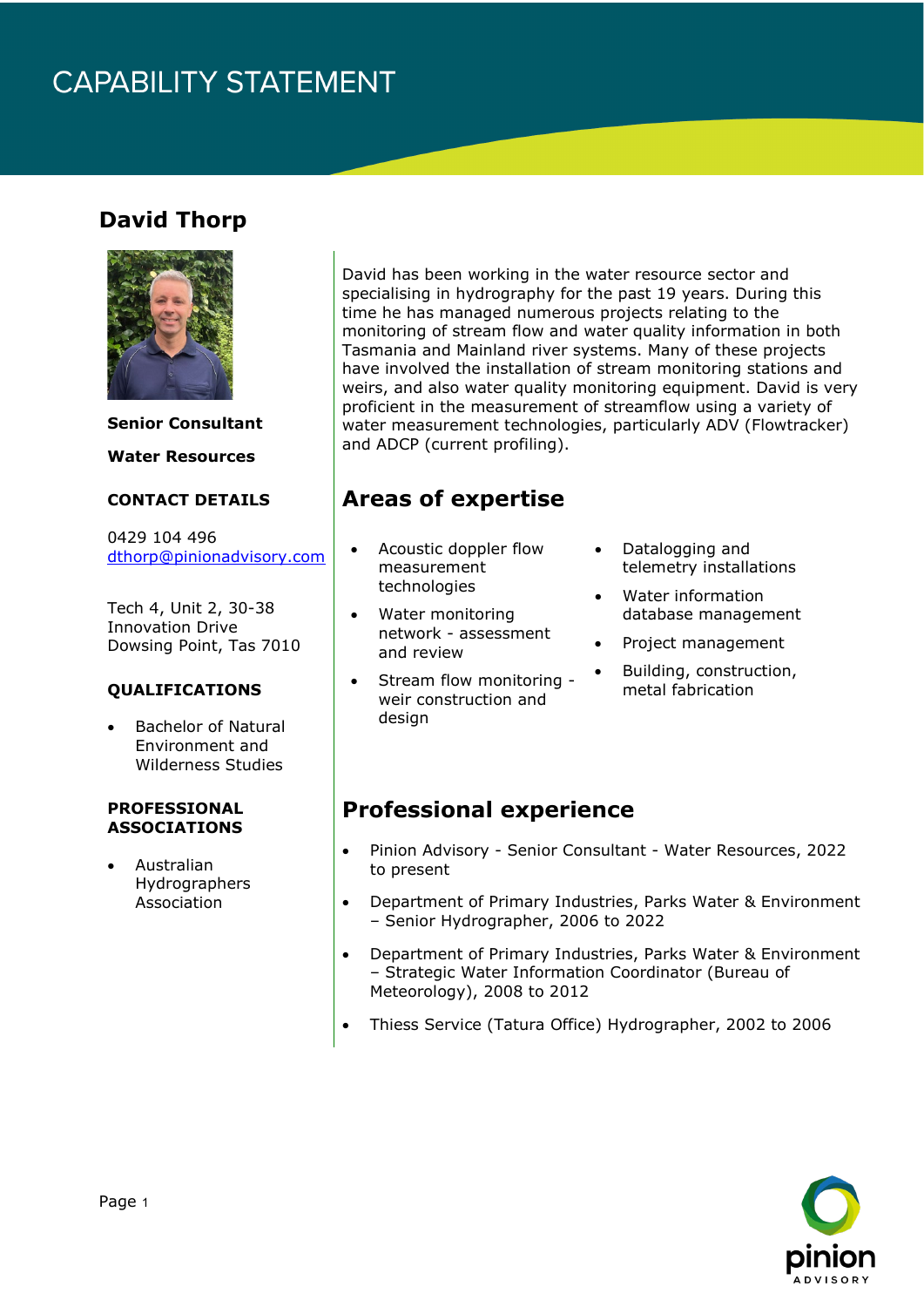# CAPABILITY STATEMENT

## David Thorp

**Senior Consultant**

**Water Resources**

### CONTACT DETAILS

0429 104 496
dthorp@pinionadvisory.com

Tech 4, Unit 2, 30-38
Innovation Drive
Dowsing Point, Tas 7010

### QUALIFICATIONS

- Bachelor of Natural Environment and Wilderness Studies

### PROFESSIONAL ASSOCIATIONS

- Australian Hydrographers Association

David has been working in the water resource sector and specialising in hydrography for the past 19 years. During this time he has managed numerous projects relating to the monitoring of stream flow and water quality information in both Tasmania and Mainland river systems. Many of these projects have involved the installation of stream monitoring stations and weirs, and also water quality monitoring equipment. David is very proficient in the measurement of streamflow using a variety of water measurement technologies, particularly ADV (Flowtracker) and ADCP (current profiling).

## Areas of expertise

- Acoustic doppler flow measurement technologies
- Water monitoring network - assessment and review
- Stream flow monitoring - weir construction and design
- Datalogging and telemetry installations
- Water information database management
- Project management
- Building, construction, metal fabrication

## Professional experience

- Pinion Advisory - Senior Consultant - Water Resources, 2022 to present
- Department of Primary Industries, Parks Water & Environment – Senior Hydrographer, 2006 to 2022
- Department of Primary Industries, Parks Water & Environment – Strategic Water Information Coordinator (Bureau of Meteorology), 2008 to 2012
- Thiess Service (Tatura Office) Hydrographer, 2002 to 2006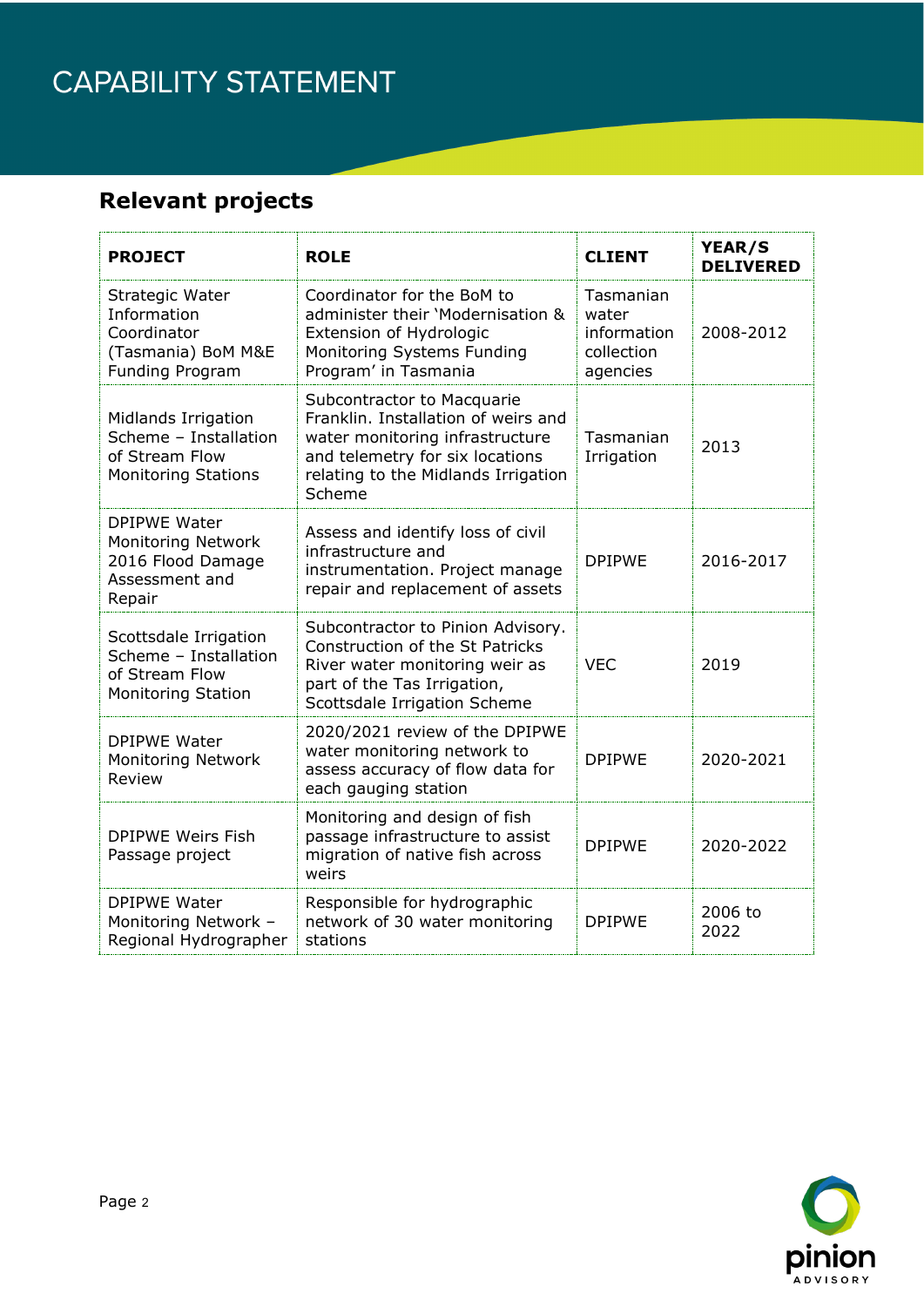# CAPABILITY STATEMENT

## Relevant projects

| PROJECT | ROLE | CLIENT | YEAR/S DELIVERED |
|---|---|---|---|
| Strategic Water Information Coordinator (Tasmania) BoM M&E Funding Program | Coordinator for the BoM to administer their 'Modernisation & Extension of Hydrologic Monitoring Systems Funding Program' in Tasmania | Tasmanian water information collection agencies | 2008-2012 |
| Midlands Irrigation Scheme – Installation of Stream Flow Monitoring Stations | Subcontractor to Macquarie Franklin. Installation of weirs and water monitoring infrastructure and telemetry for six locations relating to the Midlands Irrigation Scheme | Tasmanian Irrigation | 2013 |
| DPIPWE Water Monitoring Network 2016 Flood Damage Assessment and Repair | Assess and identify loss of civil infrastructure and instrumentation. Project manage repair and replacement of assets | DPIPWE | 2016-2017 |
| Scottsdale Irrigation Scheme – Installation of Stream Flow Monitoring Station | Subcontractor to Pinion Advisory. Construction of the St Patricks River water monitoring weir as part of the Tas Irrigation, Scottsdale Irrigation Scheme | VEC | 2019 |
| DPIPWE Water Monitoring Network Review | 2020/2021 review of the DPIPWE water monitoring network to assess accuracy of flow data for each gauging station | DPIPWE | 2020-2021 |
| DPIPWE Weirs Fish Passage project | Monitoring and design of fish passage infrastructure to assist migration of native fish across weirs | DPIPWE | 2020-2022 |
| DPIPWE Water Monitoring Network – Regional Hydrographer | Responsible for hydrographic network of 30 water monitoring stations | DPIPWE | 2006 to 2022 |